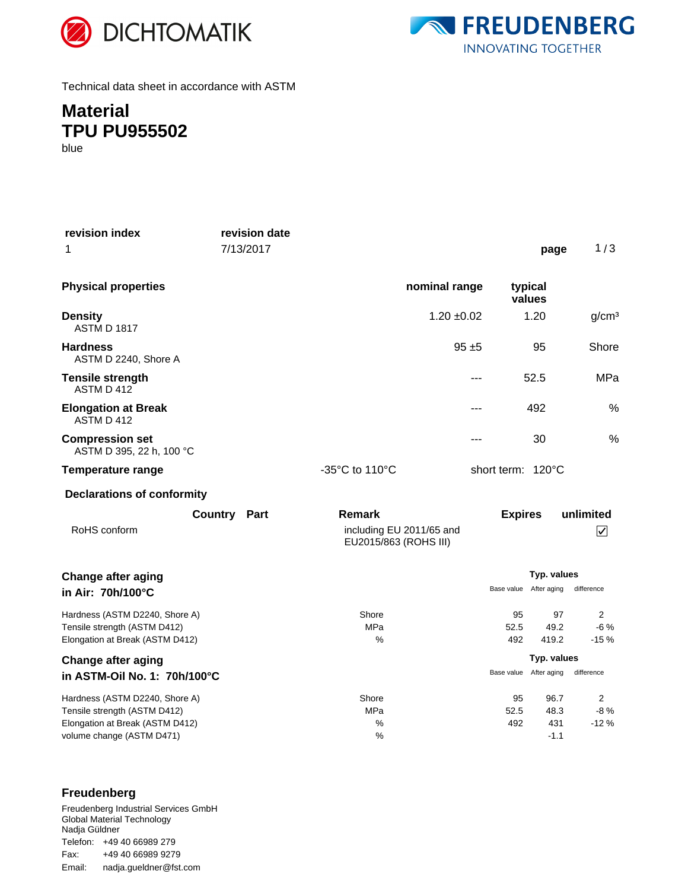DICHTOMATIK

FREUDENBERG
INNOVATING TOGETHER

Technical data sheet in accordance with ASTM

# Material
# TPU PU955502

blue

| revision index | revision date |
| --- | --- |
| 1 | 7/13/2017 |

| Physical properties | | nominal range | typical values | |
| --- | --- | --- | --- | --- |
| **Density**<br>ASTM D 1817 | | 1.20 ±0.02 | 1.20 | g/cm³ |
| **Hardness**<br>ASTM D 2240, Shore A | | 95 ±5 | 95 | Shore |
| **Tensile strength**<br>ASTM D 412 | | --- | 52.5 | MPa |
| **Elongation at Break**<br>ASTM D 412 | | --- | 492 | % |
| **Compression set**<br>ASTM D 395, 22 h, 100 °C | | --- | 30 | % |
| **Temperature range** | -35°C to 110°C | short term: 120°C | | |

**Declarations of conformity**

| | Country | Part | Remark | Expires | unlimited |
| --- | --- | --- | --- | --- | --- |
| RoHS conform | | | including EU 2011/65 and EU2015/863 (ROHS III) | | ☑ |

**Change after aging in Air: 70h/100°C**

| | | Typ. values Base value | After aging | difference |
| --- | --- | --- | --- | --- |
| Hardness (ASTM D2240, Shore A) | Shore | 95 | 97 | 2 |
| Tensile strength (ASTM D412) | MPa | 52.5 | 49.2 | -6 % |
| Elongation at Break (ASTM D412) | % | 492 | 419.2 | -15 % |

**Change after aging in ASTM-Oil No. 1: 70h/100°C**

| | | Typ. values Base value | After aging | difference |
| --- | --- | --- | --- | --- |
| Hardness (ASTM D2240, Shore A) | Shore | 95 | 96.7 | 2 |
| Tensile strength (ASTM D412) | MPa | 52.5 | 48.3 | -8 % |
| Elongation at Break (ASTM D412) | % | 492 | 431 | -12 % |
| volume change (ASTM D471) | % | | -1.1 | |

**Freudenberg**

Freudenberg Industrial Services GmbH
Global Material Technology
Nadja Güldner
Telefon: +49 40 66989 279
Fax: +49 40 66989 9279
Email: nadja.gueldner@fst.com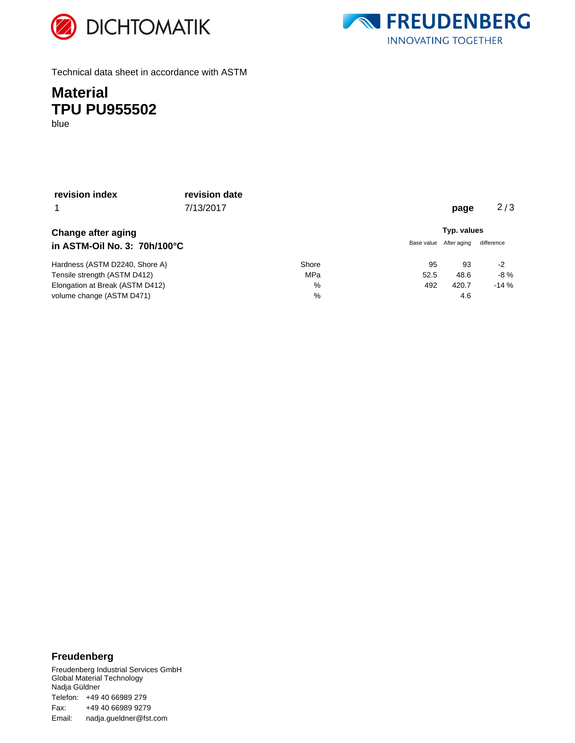DICHTOMATIK

FREUDENBERG
INNOVATING TOGETHER

Technical data sheet in accordance with ASTM

# Material
# TPU PU955502

blue

| **revision index** | **revision date** |
|---|---|
| 1 | 7/13/2017 |

## Change after aging in ASTM-Oil No. 3: 70h/100°C

| | | Typ. values | | |
|---|---|---|---|---|
| | | Base value | After aging | difference |
| Hardness (ASTM D2240, Shore A) | Shore | 95 | 93 | -2 |
| Tensile strength (ASTM D412) | MPa | 52.5 | 48.6 | -8 % |
| Elongation at Break (ASTM D412) | % | 492 | 420.7 | -14 % |
| volume change (ASTM D471) | % | | 4.6 | |

**Freudenberg**

Freudenberg Industrial Services GmbH
Global Material Technology
Nadja Güldner
Telefon: +49 40 66989 279
Fax: +49 40 66989 9279
Email: nadja.gueldner@fst.com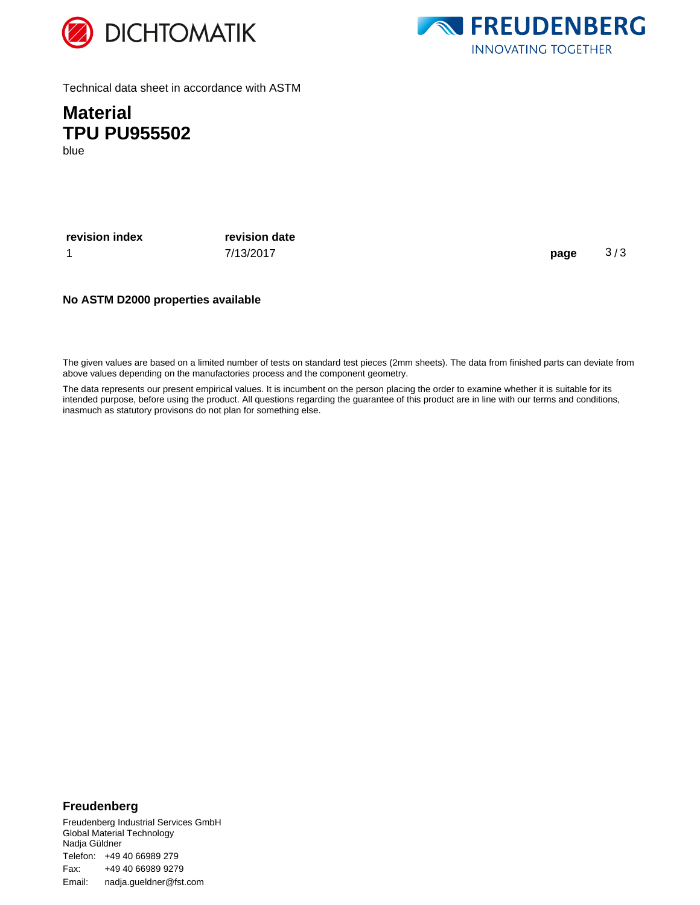Technical data sheet in accordance with ASTM

# Material
# TPU PU955502

blue

| revision index | revision date |
|---|---|
| 1 | 7/13/2017 |

**No ASTM D2000 properties available**

The given values are based on a limited number of tests on standard test pieces (2mm sheets). The data from finished parts can deviate from above values depending on the manufactories process and the component geometry.

The data represents our present empirical values. It is incumbent on the person placing the order to examine whether it is suitable for its intended purpose, before using the product. All questions regarding the guarantee of this product are in line with our terms and conditions, inasmuch as statutory provisons do not plan for something else.

## Freudenberg

Freudenberg Industrial Services GmbH
Global Material Technology
Nadja Güldner
Telefon: +49 40 66989 279
Fax: +49 40 66989 9279
Email: nadja.gueldner@fst.com